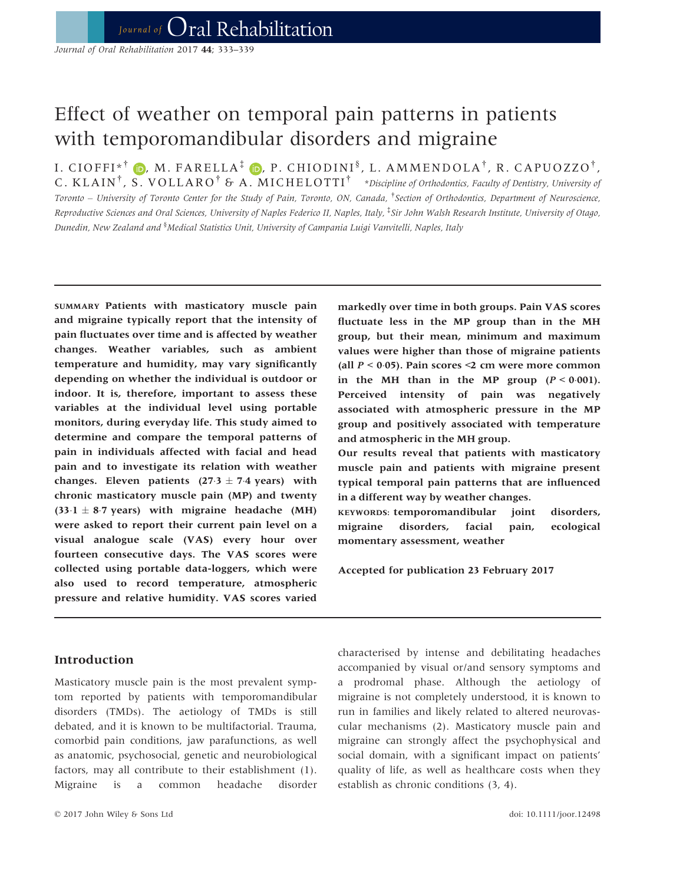# Effect of weather on temporal pain patterns in patients with temporomandibular disorders and migraine

I. CIOFFI*[†], M. FARELLA[‡], P. CHIODINI[§], L. AMMENDOLA[†], R. CAPUOZZO[†], C. KLAIN[†], S. VOLLARO[†] & A. MICHELOTTI[†]

*Discipline of Orthodontics, Faculty of Dentistry, University of Toronto – University of Toronto Center for the Study of Pain, Toronto, ON, Canada, [†]Section of Orthodontics, Department of Neuroscience, Reproductive Sciences and Oral Sciences, University of Naples Federico II, Naples, Italy, [‡]Sir John Walsh Research Institute, University of Otago, Dunedin, New Zealand and [§]Medical Statistics Unit, University of Campania Luigi Vanvitelli, Naples, Italy

**SUMMARY Patients with masticatory muscle pain and migraine typically report that the intensity of pain fluctuates over time and is affected by weather changes. Weather variables, such as ambient temperature and humidity, may vary significantly depending on whether the individual is outdoor or indoor. It is, therefore, important to assess these variables at the individual level using portable monitors, during everyday life. This study aimed to determine and compare the temporal patterns of pain in individuals affected with facial and head pain and to investigate its relation with weather changes. Eleven patients ($27{\cdot}3 \pm 7{\cdot}4$ years) with chronic masticatory muscle pain (MP) and twenty ($33{\cdot}1 \pm 8{\cdot}7$ years) with migraine headache (MH) were asked to report their current pain level on a visual analogue scale (VAS) every hour over fourteen consecutive days. The VAS scores were collected using portable data-loggers, which were also used to record temperature, atmospheric pressure and relative humidity. VAS scores varied markedly over time in both groups. Pain VAS scores fluctuate less in the MP group than in the MH group, but their mean, minimum and maximum values were higher than those of migraine patients (all $P < 0{\cdot}05$). Pain scores <2 cm were more common in the MH than in the MP group ($P < 0{\cdot}001$). Perceived intensity of pain was negatively associated with atmospheric pressure in the MP group and positively associated with temperature and atmospheric in the MH group.**

**Our results reveal that patients with masticatory muscle pain and patients with migraine present typical temporal pain patterns that are influenced in a different way by weather changes.**

**KEYWORDS: temporomandibular joint disorders, migraine disorders, facial pain, ecological momentary assessment, weather**

**Accepted for publication 23 February 2017**

## Introduction

Masticatory muscle pain is the most prevalent symptom reported by patients with temporomandibular disorders (TMDs). The aetiology of TMDs is still debated, and it is known to be multifactorial. Trauma, comorbid pain conditions, jaw parafunctions, as well as anatomic, psychosocial, genetic and neurobiological factors, may all contribute to their establishment (1). Migraine is a common headache disorder characterised by intense and debilitating headaches accompanied by visual or/and sensory symptoms and a prodromal phase. Although the aetiology of migraine is not completely understood, it is known to run in families and likely related to altered neurovascular mechanisms (2). Masticatory muscle pain and migraine can strongly affect the psychophysical and social domain, with a significant impact on patients' quality of life, as well as healthcare costs when they establish as chronic conditions (3, 4).

© 2017 John Wiley & Sons Ltd

doi: 10.1111/joor.12498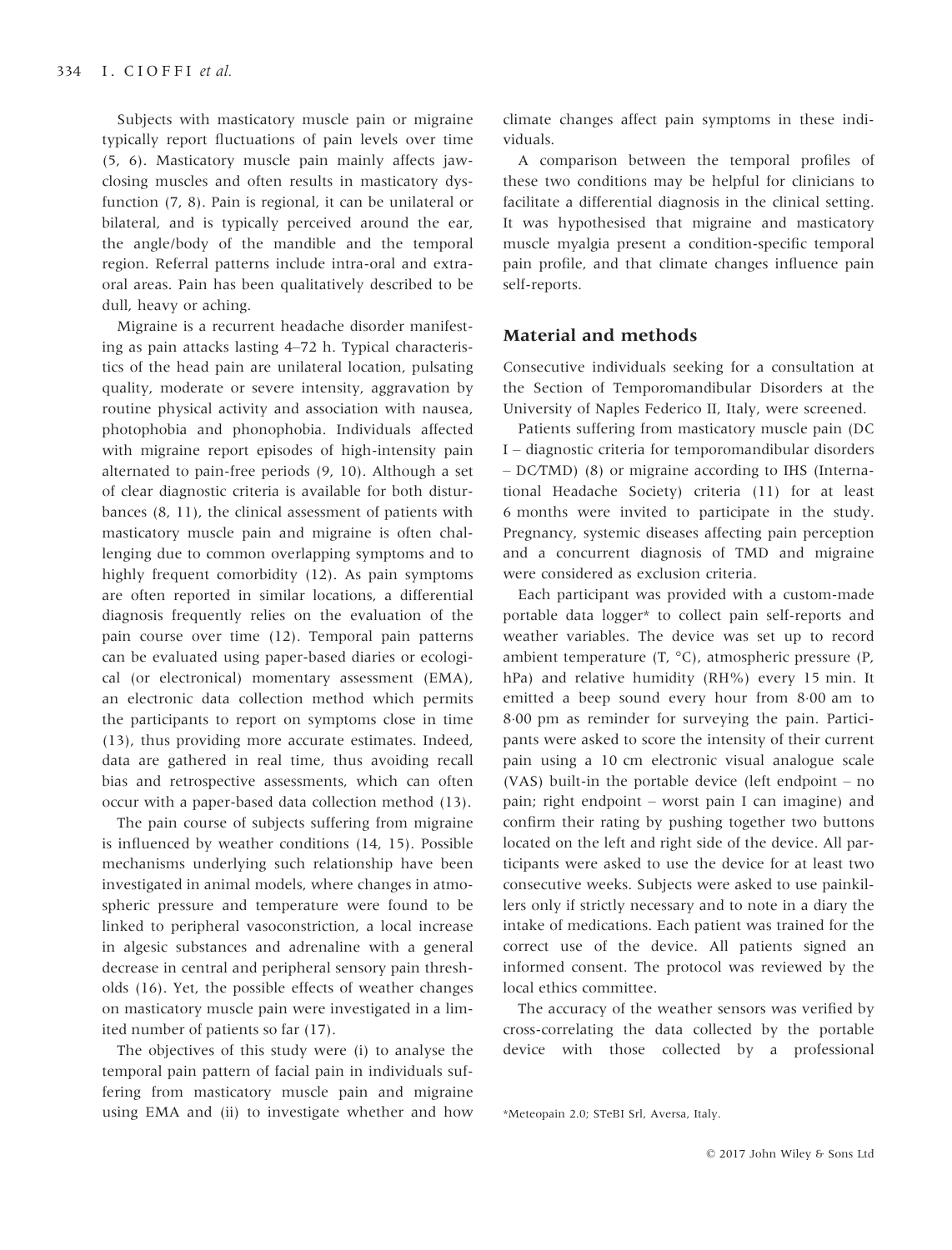Subjects with masticatory muscle pain or migraine typically report fluctuations of pain levels over time (5, 6). Masticatory muscle pain mainly affects jaw-closing muscles and often results in masticatory dysfunction (7, 8). Pain is regional, it can be unilateral or bilateral, and is typically perceived around the ear, the angle/body of the mandible and the temporal region. Referral patterns include intra-oral and extra-oral areas. Pain has been qualitatively described to be dull, heavy or aching.

Migraine is a recurrent headache disorder manifesting as pain attacks lasting 4–72 h. Typical characteristics of the head pain are unilateral location, pulsating quality, moderate or severe intensity, aggravation by routine physical activity and association with nausea, photophobia and phonophobia. Individuals affected with migraine report episodes of high-intensity pain alternated to pain-free periods (9, 10). Although a set of clear diagnostic criteria is available for both disturbances (8, 11), the clinical assessment of patients with masticatory muscle pain and migraine is often challenging due to common overlapping symptoms and to highly frequent comorbidity (12). As pain symptoms are often reported in similar locations, a differential diagnosis frequently relies on the evaluation of the pain course over time (12). Temporal pain patterns can be evaluated using paper-based diaries or ecological (or electronical) momentary assessment (EMA), an electronic data collection method which permits the participants to report on symptoms close in time (13), thus providing more accurate estimates. Indeed, data are gathered in real time, thus avoiding recall bias and retrospective assessments, which can often occur with a paper-based data collection method (13).

The pain course of subjects suffering from migraine is influenced by weather conditions (14, 15). Possible mechanisms underlying such relationship have been investigated in animal models, where changes in atmospheric pressure and temperature were found to be linked to peripheral vasoconstriction, a local increase in algesic substances and adrenaline with a general decrease in central and peripheral sensory pain thresholds (16). Yet, the possible effects of weather changes on masticatory muscle pain were investigated in a limited number of patients so far (17).

The objectives of this study were (i) to analyse the temporal pain pattern of facial pain in individuals suffering from masticatory muscle pain and migraine using EMA and (ii) to investigate whether and how climate changes affect pain symptoms in these individuals.

A comparison between the temporal profiles of these two conditions may be helpful for clinicians to facilitate a differential diagnosis in the clinical setting. It was hypothesised that migraine and masticatory muscle myalgia present a condition-specific temporal pain profile, and that climate changes influence pain self-reports.

## Material and methods

Consecutive individuals seeking for a consultation at the Section of Temporomandibular Disorders at the University of Naples Federico II, Italy, were screened.

Patients suffering from masticatory muscle pain (DC I – diagnostic criteria for temporomandibular disorders – DC/TMD) (8) or migraine according to IHS (International Headache Society) criteria (11) for at least 6 months were invited to participate in the study. Pregnancy, systemic diseases affecting pain perception and a concurrent diagnosis of TMD and migraine were considered as exclusion criteria.

Each participant was provided with a custom-made portable data logger* to collect pain self-reports and weather variables. The device was set up to record ambient temperature (T, °C), atmospheric pressure (P, hPa) and relative humidity (RH%) every 15 min. It emitted a beep sound every hour from 8·00 am to 8·00 pm as reminder for surveying the pain. Participants were asked to score the intensity of their current pain using a 10 cm electronic visual analogue scale (VAS) built-in the portable device (left endpoint – no pain; right endpoint – worst pain I can imagine) and confirm their rating by pushing together two buttons located on the left and right side of the device. All participants were asked to use the device for at least two consecutive weeks. Subjects were asked to use painkillers only if strictly necessary and to note in a diary the intake of medications. Each patient was trained for the correct use of the device. All patients signed an informed consent. The protocol was reviewed by the local ethics committee.

The accuracy of the weather sensors was verified by cross-correlating the data collected by the portable device with those collected by a professional

*Meteopain 2.0; STeBI Srl, Aversa, Italy.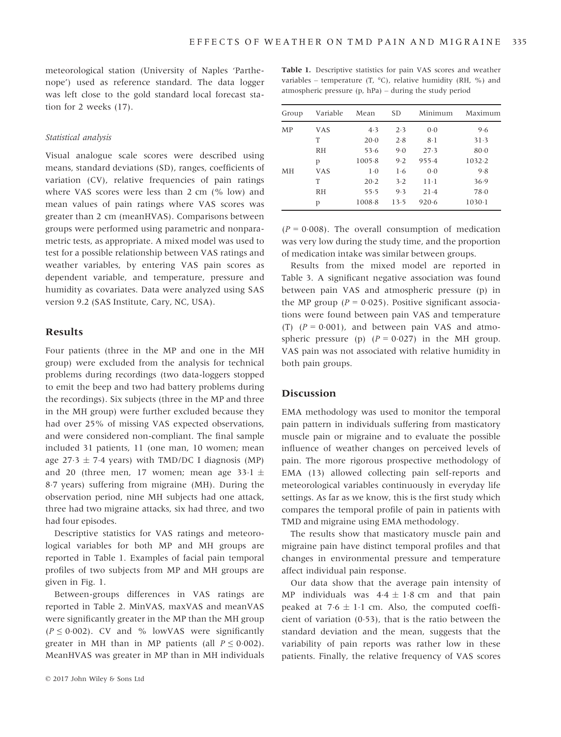meteorological station (University of Naples 'Parthenope') used as reference standard. The data logger was left close to the gold standard local forecast station for 2 weeks (17).

*Statistical analysis*

Visual analogue scale scores were described using means, standard deviations (SD), ranges, coefficients of variation (CV), relative frequencies of pain ratings where VAS scores were less than 2 cm (% low) and mean values of pain ratings where VAS scores was greater than 2 cm (meanHVAS). Comparisons between groups were performed using parametric and nonparametric tests, as appropriate. A mixed model was used to test for a possible relationship between VAS ratings and weather variables, by entering VAS pain scores as dependent variable, and temperature, pressure and humidity as covariates. Data were analyzed using SAS version 9.2 (SAS Institute, Cary, NC, USA).

## Results

Four patients (three in the MP and one in the MH group) were excluded from the analysis for technical problems during recordings (two data-loggers stopped to emit the beep and two had battery problems during the recordings). Six subjects (three in the MP and three in the MH group) were further excluded because they had over 25% of missing VAS expected observations, and were considered non-compliant. The final sample included 31 patients, 11 (one man, 10 women; mean age 27·3 ± 7·4 years) with TMD/DC I diagnosis (MP) and 20 (three men, 17 women; mean age 33·1 ± 8·7 years) suffering from migraine (MH). During the observation period, nine MH subjects had one attack, three had two migraine attacks, six had three, and two had four episodes.

Descriptive statistics for VAS ratings and meteorological variables for both MP and MH groups are reported in Table 1. Examples of facial pain temporal profiles of two subjects from MP and MH groups are given in Fig. 1.

Between-groups differences in VAS ratings are reported in Table 2. MinVAS, maxVAS and meanVAS were significantly greater in the MP than the MH group ($P \leq 0·002$). CV and % lowVAS were significantly greater in MH than in MP patients (all $P \leq 0·002$). MeanHVAS was greater in MP than in MH individuals ($P = 0·008$). The overall consumption of medication was very low during the study time, and the proportion of medication intake was similar between groups.

**Table 1.** Descriptive statistics for pain VAS scores and weather variables – temperature (T, °C), relative humidity (RH, %) and atmospheric pressure (p, hPa) – during the study period

| Group | Variable | Mean | SD | Minimum | Maximum |
|---|---|---|---|---|---|
| MP | VAS | 4·3 | 2·3 | 0·0 | 9·6 |
| | T | 20·0 | 2·8 | 8·1 | 31·3 |
| | RH | 53·6 | 9·0 | 27·3 | 80·0 |
| | p | 1005·8 | 9·2 | 955·4 | 1032·2 |
| MH | VAS | 1·0 | 1·6 | 0·0 | 9·8 |
| | T | 20·2 | 3·2 | 11·1 | 36·9 |
| | RH | 55·5 | 9·3 | 21·4 | 78·0 |
| | p | 1008·8 | 13·5 | 920·6 | 1030·1 |

Results from the mixed model are reported in Table 3. A significant negative association was found between pain VAS and atmospheric pressure (p) in the MP group ($P = 0·025$). Positive significant associations were found between pain VAS and temperature (T) ($P = 0·001$), and between pain VAS and atmospheric pressure (p) ($P = 0·027$) in the MH group. VAS pain was not associated with relative humidity in both pain groups.

## Discussion

EMA methodology was used to monitor the temporal pain pattern in individuals suffering from masticatory muscle pain or migraine and to evaluate the possible influence of weather changes on perceived levels of pain. The more rigorous prospective methodology of EMA (13) allowed collecting pain self-reports and meteorological variables continuously in everyday life settings. As far as we know, this is the first study which compares the temporal profile of pain in patients with TMD and migraine using EMA methodology.

The results show that masticatory muscle pain and migraine pain have distinct temporal profiles and that changes in environmental pressure and temperature affect individual pain response.

Our data show that the average pain intensity of MP individuals was 4·4 ± 1·8 cm and that pain peaked at 7·6 ± 1·1 cm. Also, the computed coefficient of variation (0·53), that is the ratio between the standard deviation and the mean, suggests that the variability of pain reports was rather low in these patients. Finally, the relative frequency of VAS scores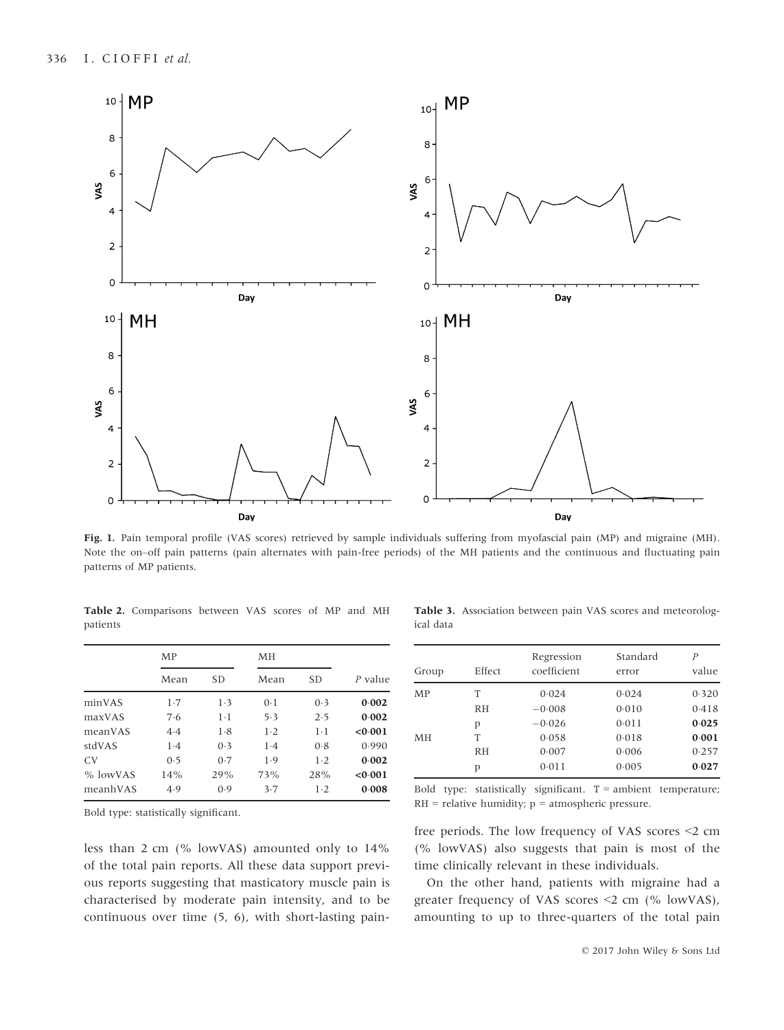**Fig. 1.** Pain temporal profile (VAS scores) retrieved by sample individuals suffering from myofascial pain (MP) and migraine (MH). Note the on–off pain patterns (pain alternates with pain-free periods) of the MH patients and the continuous and fluctuating pain patterns of MP patients.

**Table 2.** Comparisons between VAS scores of MP and MH patients

| | MP | | MH | | |
|---|---|---|---|---|---|
| | Mean | SD | Mean | SD | *P* value |
| minVAS | 1·7 | 1·3 | 0·1 | 0·3 | **0·002** |
| maxVAS | 7·6 | 1·1 | 5·3 | 2·5 | **0·002** |
| meanVAS | 4·4 | 1·8 | 1·2 | 1·1 | **<0·001** |
| stdVAS | 1·4 | 0·3 | 1·4 | 0·8 | 0·990 |
| CV | 0·5 | 0·7 | 1·9 | 1·2 | **0·002** |
| % lowVAS | 14% | 29% | 73% | 28% | **<0·001** |
| meanhVAS | 4·9 | 0·9 | 3·7 | 1·2 | **0·008** |

Bold type: statistically significant.

**Table 3.** Association between pain VAS scores and meteorological data

| Group | Effect | Regression coefficient | Standard error | *P* value |
|---|---|---|---|---|
| MP | T | 0.024 | 0.024 | 0·320 |
| | RH | −0.008 | 0.010 | 0·418 |
| | p | −0.026 | 0.011 | **0·025** |
| MH | T | 0.058 | 0.018 | **0·001** |
| | RH | 0.007 | 0.006 | 0·257 |
| | p | 0.011 | 0.005 | **0·027** |

Bold type: statistically significant. T = ambient temperature; RH = relative humidity; p = atmospheric pressure.

less than 2 cm (% lowVAS) amounted only to 14% of the total pain reports. All these data support previous reports suggesting that masticatory muscle pain is characterised by moderate pain intensity, and to be continuous over time (5, 6), with short-lasting pain-free periods. The low frequency of VAS scores <2 cm (% lowVAS) also suggests that pain is most of the time clinically relevant in these individuals.

On the other hand, patients with migraine had a greater frequency of VAS scores <2 cm (% lowVAS), amounting to up to three-quarters of the total pain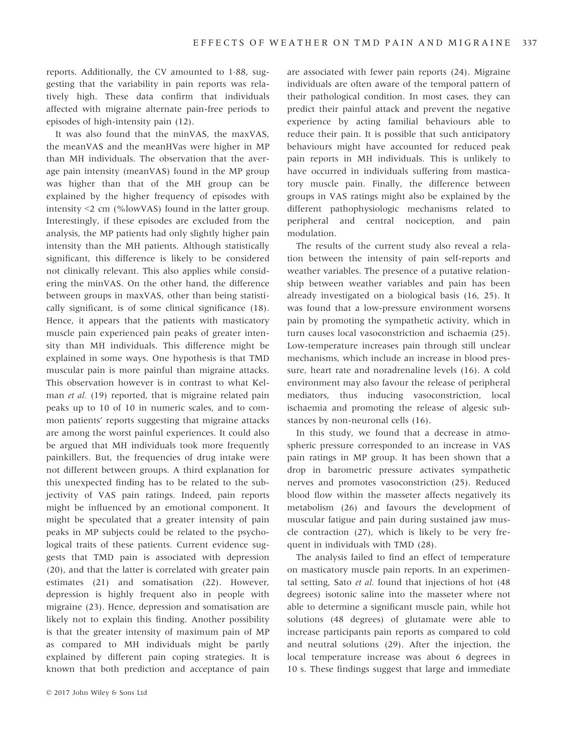reports. Additionally, the CV amounted to 1·88, suggesting that the variability in pain reports was relatively high. These data confirm that individuals affected with migraine alternate pain-free periods to episodes of high-intensity pain (12).

It was also found that the minVAS, the maxVAS, the meanVAS and the meanHVas were higher in MP than MH individuals. The observation that the average pain intensity (meanVAS) found in the MP group was higher than that of the MH group can be explained by the higher frequency of episodes with intensity <2 cm (%lowVAS) found in the latter group. Interestingly, if these episodes are excluded from the analysis, the MP patients had only slightly higher pain intensity than the MH patients. Although statistically significant, this difference is likely to be considered not clinically relevant. This also applies while considering the minVAS. On the other hand, the difference between groups in maxVAS, other than being statistically significant, is of some clinical significance (18). Hence, it appears that the patients with masticatory muscle pain experienced pain peaks of greater intensity than MH individuals. This difference might be explained in some ways. One hypothesis is that TMD muscular pain is more painful than migraine attacks. This observation however is in contrast to what Kelman *et al.* (19) reported, that is migraine related pain peaks up to 10 of 10 in numeric scales, and to common patients' reports suggesting that migraine attacks are among the worst painful experiences. It could also be argued that MH individuals took more frequently painkillers. But, the frequencies of drug intake were not different between groups. A third explanation for this unexpected finding has to be related to the subjectivity of VAS pain ratings. Indeed, pain reports might be influenced by an emotional component. It might be speculated that a greater intensity of pain peaks in MP subjects could be related to the psychological traits of these patients. Current evidence suggests that TMD pain is associated with depression (20), and that the latter is correlated with greater pain estimates (21) and somatisation (22). However, depression is highly frequent also in people with migraine (23). Hence, depression and somatisation are likely not to explain this finding. Another possibility is that the greater intensity of maximum pain of MP as compared to MH individuals might be partly explained by different pain coping strategies. It is known that both prediction and acceptance of pain are associated with fewer pain reports (24). Migraine individuals are often aware of the temporal pattern of their pathological condition. In most cases, they can predict their painful attack and prevent the negative experience by acting familial behaviours able to reduce their pain. It is possible that such anticipatory behaviours might have accounted for reduced peak pain reports in MH individuals. This is unlikely to have occurred in individuals suffering from masticatory muscle pain. Finally, the difference between groups in VAS ratings might also be explained by the different pathophysiologic mechanisms related to peripheral and central nociception, and pain modulation.

The results of the current study also reveal a relation between the intensity of pain self-reports and weather variables. The presence of a putative relationship between weather variables and pain has been already investigated on a biological basis (16, 25). It was found that a low-pressure environment worsens pain by promoting the sympathetic activity, which in turn causes local vasoconstriction and ischaemia (25). Low-temperature increases pain through still unclear mechanisms, which include an increase in blood pressure, heart rate and noradrenaline levels (16). A cold environment may also favour the release of peripheral mediators, thus inducing vasoconstriction, local ischaemia and promoting the release of algesic substances by non-neuronal cells (16).

In this study, we found that a decrease in atmospheric pressure corresponded to an increase in VAS pain ratings in MP group. It has been shown that a drop in barometric pressure activates sympathetic nerves and promotes vasoconstriction (25). Reduced blood flow within the masseter affects negatively its metabolism (26) and favours the development of muscular fatigue and pain during sustained jaw muscle contraction (27), which is likely to be very frequent in individuals with TMD (28).

The analysis failed to find an effect of temperature on masticatory muscle pain reports. In an experimental setting, Sato *et al.* found that injections of hot (48 degrees) isotonic saline into the masseter where not able to determine a significant muscle pain, while hot solutions (48 degrees) of glutamate were able to increase participants pain reports as compared to cold and neutral solutions (29). After the injection, the local temperature increase was about 6 degrees in 10 s. These findings suggest that large and immediate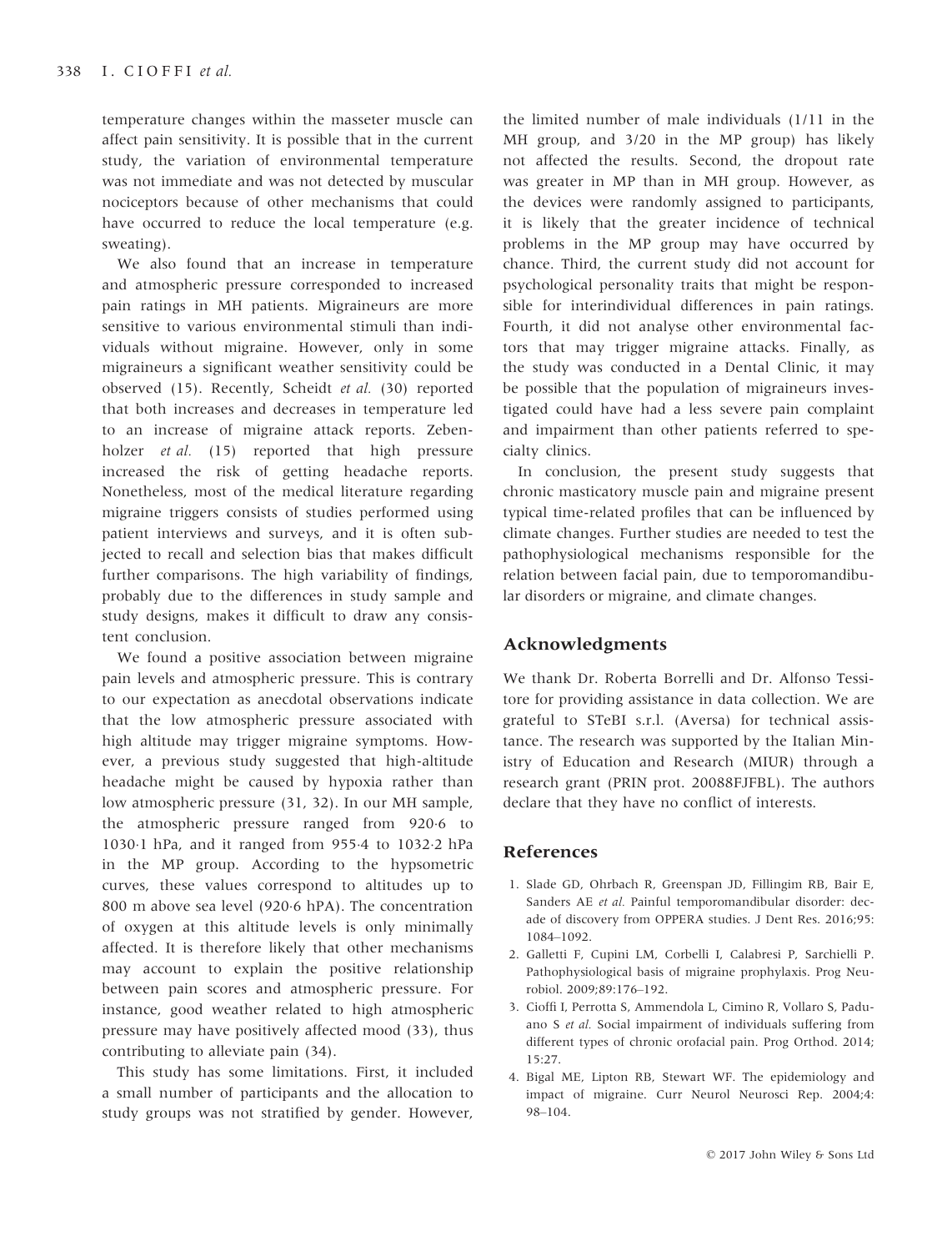temperature changes within the masseter muscle can affect pain sensitivity. It is possible that in the current study, the variation of environmental temperature was not immediate and was not detected by muscular nociceptors because of other mechanisms that could have occurred to reduce the local temperature (e.g. sweating).

We also found that an increase in temperature and atmospheric pressure corresponded to increased pain ratings in MH patients. Migraineurs are more sensitive to various environmental stimuli than individuals without migraine. However, only in some migraineurs a significant weather sensitivity could be observed (15). Recently, Scheidt *et al.* (30) reported that both increases and decreases in temperature led to an increase of migraine attack reports. Zebenholzer *et al.* (15) reported that high pressure increased the risk of getting headache reports. Nonetheless, most of the medical literature regarding migraine triggers consists of studies performed using patient interviews and surveys, and it is often subjected to recall and selection bias that makes difficult further comparisons. The high variability of findings, probably due to the differences in study sample and study designs, makes it difficult to draw any consistent conclusion.

We found a positive association between migraine pain levels and atmospheric pressure. This is contrary to our expectation as anecdotal observations indicate that the low atmospheric pressure associated with high altitude may trigger migraine symptoms. However, a previous study suggested that high-altitude headache might be caused by hypoxia rather than low atmospheric pressure (31, 32). In our MH sample, the atmospheric pressure ranged from 920·6 to 1030·1 hPa, and it ranged from 955·4 to 1032·2 hPa in the MP group. According to the hypsometric curves, these values correspond to altitudes up to 800 m above sea level (920·6 hPA). The concentration of oxygen at this altitude levels is only minimally affected. It is therefore likely that other mechanisms may account to explain the positive relationship between pain scores and atmospheric pressure. For instance, good weather related to high atmospheric pressure may have positively affected mood (33), thus contributing to alleviate pain (34).

This study has some limitations. First, it included a small number of participants and the allocation to study groups was not stratified by gender. However, the limited number of male individuals (1/11 in the MH group, and 3/20 in the MP group) has likely not affected the results. Second, the dropout rate was greater in MP than in MH group. However, as the devices were randomly assigned to participants, it is likely that the greater incidence of technical problems in the MP group may have occurred by chance. Third, the current study did not account for psychological personality traits that might be responsible for interindividual differences in pain ratings. Fourth, it did not analyse other environmental factors that may trigger migraine attacks. Finally, as the study was conducted in a Dental Clinic, it may be possible that the population of migraineurs investigated could have had a less severe pain complaint and impairment than other patients referred to specialty clinics.

In conclusion, the present study suggests that chronic masticatory muscle pain and migraine present typical time-related profiles that can be influenced by climate changes. Further studies are needed to test the pathophysiological mechanisms responsible for the relation between facial pain, due to temporomandibular disorders or migraine, and climate changes.

## Acknowledgments

We thank Dr. Roberta Borrelli and Dr. Alfonso Tessitore for providing assistance in data collection. We are grateful to STeBI s.r.l. (Aversa) for technical assistance. The research was supported by the Italian Ministry of Education and Research (MIUR) through a research grant (PRIN prot. 20088FJFBL). The authors declare that they have no conflict of interests.

## References

1. Slade GD, Ohrbach R, Greenspan JD, Fillingim RB, Bair E, Sanders AE *et al.* Painful temporomandibular disorder: decade of discovery from OPPERA studies. J Dent Res. 2016;95: 1084–1092.
2. Galletti F, Cupini LM, Corbelli I, Calabresi P, Sarchielli P. Pathophysiological basis of migraine prophylaxis. Prog Neurobiol. 2009;89:176–192.
3. Cioffi I, Perrotta S, Ammendola L, Cimino R, Vollaro S, Paduano S *et al.* Social impairment of individuals suffering from different types of chronic orofacial pain. Prog Orthod. 2014; 15:27.
4. Bigal ME, Lipton RB, Stewart WF. The epidemiology and impact of migraine. Curr Neurol Neurosci Rep. 2004;4: 98–104.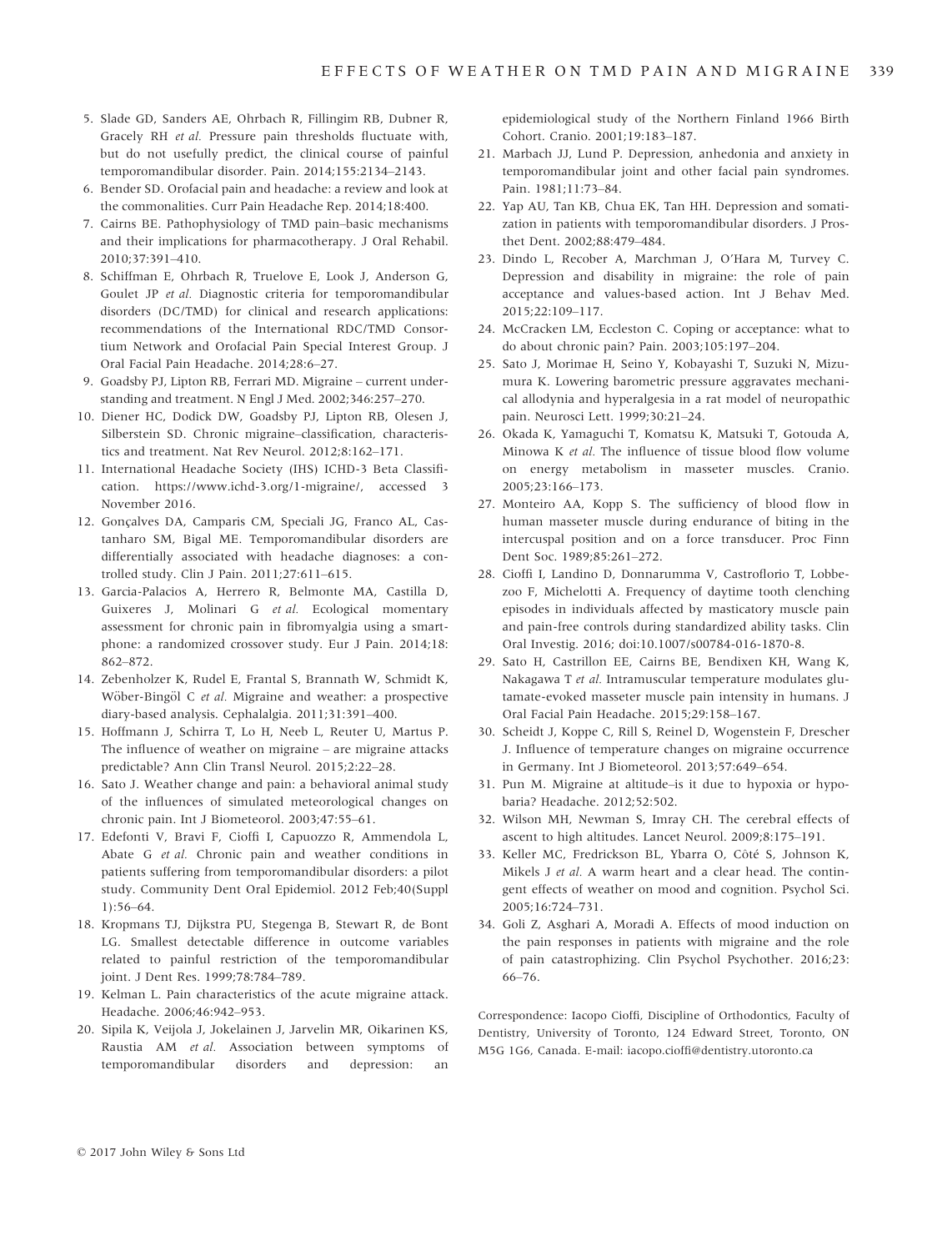5. Slade GD, Sanders AE, Ohrbach R, Fillingim RB, Dubner R, Gracely RH *et al.* Pressure pain thresholds fluctuate with, but do not usefully predict, the clinical course of painful temporomandibular disorder. Pain. 2014;155:2134–2143.
6. Bender SD. Orofacial pain and headache: a review and look at the commonalities. Curr Pain Headache Rep. 2014;18:400.
7. Cairns BE. Pathophysiology of TMD pain–basic mechanisms and their implications for pharmacotherapy. J Oral Rehabil. 2010;37:391–410.
8. Schiffman E, Ohrbach R, Truelove E, Look J, Anderson G, Goulet JP *et al.* Diagnostic criteria for temporomandibular disorders (DC/TMD) for clinical and research applications: recommendations of the International RDC/TMD Consortium Network and Orofacial Pain Special Interest Group. J Oral Facial Pain Headache. 2014;28:6–27.
9. Goadsby PJ, Lipton RB, Ferrari MD. Migraine – current understanding and treatment. N Engl J Med. 2002;346:257–270.
10. Diener HC, Dodick DW, Goadsby PJ, Lipton RB, Olesen J, Silberstein SD. Chronic migraine–classification, characteristics and treatment. Nat Rev Neurol. 2012;8:162–171.
11. International Headache Society (IHS) ICHD-3 Beta Classification. https://www.ichd-3.org/1-migraine/, accessed 3 November 2016.
12. Gonçalves DA, Camparis CM, Speciali JG, Franco AL, Castanharo SM, Bigal ME. Temporomandibular disorders are differentially associated with headache diagnoses: a controlled study. Clin J Pain. 2011;27:611–615.
13. Garcia-Palacios A, Herrero R, Belmonte MA, Castilla D, Guixeres J, Molinari G *et al.* Ecological momentary assessment for chronic pain in fibromyalgia using a smartphone: a randomized crossover study. Eur J Pain. 2014;18: 862–872.
14. Zebenholzer K, Rudel E, Frantal S, Brannath W, Schmidt K, Wöber-Bingöl C *et al.* Migraine and weather: a prospective diary-based analysis. Cephalalgia. 2011;31:391–400.
15. Hoffmann J, Schirra T, Lo H, Neeb L, Reuter U, Martus P. The influence of weather on migraine – are migraine attacks predictable? Ann Clin Transl Neurol. 2015;2:22–28.
16. Sato J. Weather change and pain: a behavioral animal study of the influences of simulated meteorological changes on chronic pain. Int J Biometeorol. 2003;47:55–61.
17. Edefonti V, Bravi F, Cioffi I, Capuozzo R, Ammendola L, Abate G *et al.* Chronic pain and weather conditions in patients suffering from temporomandibular disorders: a pilot study. Community Dent Oral Epidemiol. 2012 Feb;40(Suppl 1):56–64.
18. Kropmans TJ, Dijkstra PU, Stegenga B, Stewart R, de Bont LG. Smallest detectable difference in outcome variables related to painful restriction of the temporomandibular joint. J Dent Res. 1999;78:784–789.
19. Kelman L. Pain characteristics of the acute migraine attack. Headache. 2006;46:942–953.
20. Sipila K, Veijola J, Jokelainen J, Jarvelin MR, Oikarinen KS, Raustia AM *et al.* Association between symptoms of temporomandibular disorders and depression: an epidemiological study of the Northern Finland 1966 Birth Cohort. Cranio. 2001;19:183–187.
21. Marbach JJ, Lund P. Depression, anhedonia and anxiety in temporomandibular joint and other facial pain syndromes. Pain. 1981;11:73–84.
22. Yap AU, Tan KB, Chua EK, Tan HH. Depression and somatization in patients with temporomandibular disorders. J Prosthet Dent. 2002;88:479–484.
23. Dindo L, Recober A, Marchman J, O'Hara M, Turvey C. Depression and disability in migraine: the role of pain acceptance and values-based action. Int J Behav Med. 2015;22:109–117.
24. McCracken LM, Eccleston C. Coping or acceptance: what to do about chronic pain? Pain. 2003;105:197–204.
25. Sato J, Morimae H, Seino Y, Kobayashi T, Suzuki N, Mizumura K. Lowering barometric pressure aggravates mechanical allodynia and hyperalgesia in a rat model of neuropathic pain. Neurosci Lett. 1999;30:21–24.
26. Okada K, Yamaguchi T, Komatsu K, Matsuki T, Gotouda A, Minowa K *et al*. The influence of tissue blood flow volume on energy metabolism in masseter muscles. Cranio. 2005;23:166–173.
27. Monteiro AA, Kopp S. The sufficiency of blood flow in human masseter muscle during endurance of biting in the intercuspal position and on a force transducer. Proc Finn Dent Soc. 1989;85:261–272.
28. Cioffi I, Landino D, Donnarumma V, Castroflorio T, Lobbezoo F, Michelotti A. Frequency of daytime tooth clenching episodes in individuals affected by masticatory muscle pain and pain-free controls during standardized ability tasks. Clin Oral Investig. 2016; doi:10.1007/s00784-016-1870-8.
29. Sato H, Castrillon EE, Cairns BE, Bendixen KH, Wang K, Nakagawa T *et al.* Intramuscular temperature modulates glutamate-evoked masseter muscle pain intensity in humans. J Oral Facial Pain Headache. 2015;29:158–167.
30. Scheidt J, Koppe C, Rill S, Reinel D, Wogenstein F, Drescher J. Influence of temperature changes on migraine occurrence in Germany. Int J Biometeorol. 2013;57:649–654.
31. Pun M. Migraine at altitude–is it due to hypoxia or hypobaria? Headache. 2012;52:502.
32. Wilson MH, Newman S, Imray CH. The cerebral effects of ascent to high altitudes. Lancet Neurol. 2009;8:175–191.
33. Keller MC, Fredrickson BL, Ybarra O, Côté S, Johnson K, Mikels J *et al.* A warm heart and a clear head. The contingent effects of weather on mood and cognition. Psychol Sci. 2005;16:724–731.
34. Goli Z, Asghari A, Moradi A. Effects of mood induction on the pain responses in patients with migraine and the role of pain catastrophizing. Clin Psychol Psychother. 2016;23: 66–76.

Correspondence: Iacopo Cioffi, Discipline of Orthodontics, Faculty of Dentistry, University of Toronto, 124 Edward Street, Toronto, ON M5G 1G6, Canada. E-mail: iacopo.cioffi@dentistry.utoronto.ca

© 2017 John Wiley & Sons Ltd